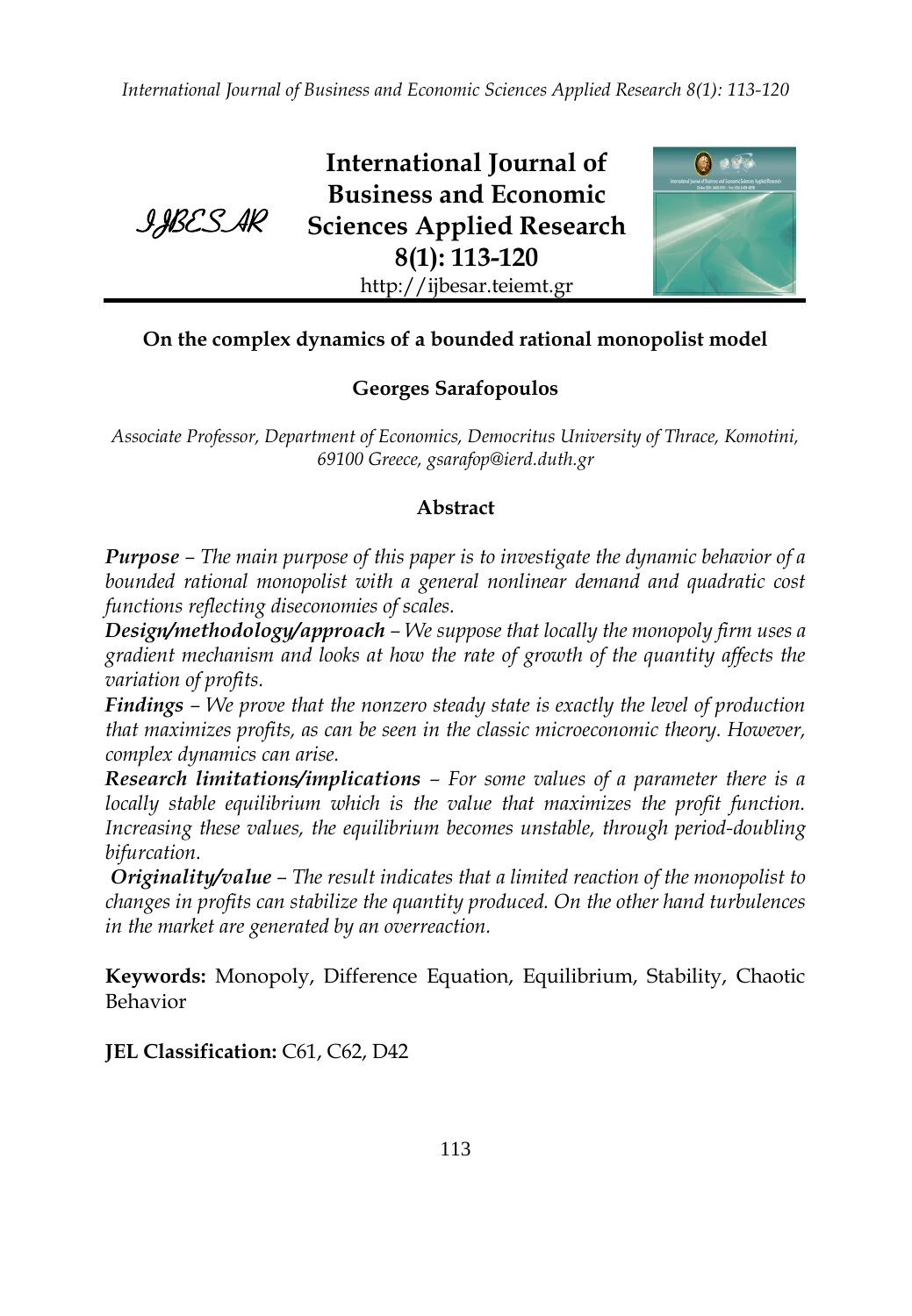# On the complex dynamics of a bounded rational monopolist model

**Georges Sarafopoulos**

*Associate Professor, Department of Economics, Democritus University of Thrace, Komotini, 69100 Greece, gsarafop@ierd.duth.gr*

## Abstract

***Purpose*** *– The main purpose of this paper is to investigate the dynamic behavior of a bounded rational monopolist with a general nonlinear demand and quadratic cost functions reflecting diseconomies of scales.*

***Design/methodology/approach*** *– We suppose that locally the monopoly firm uses a gradient mechanism and looks at how the rate of growth of the quantity affects the variation of profits.*

***Findings*** *– We prove that the nonzero steady state is exactly the level of production that maximizes profits, as can be seen in the classic microeconomic theory. However, complex dynamics can arise.*

***Research limitations/implications*** *– For some values of a parameter there is a locally stable equilibrium which is the value that maximizes the profit function. Increasing these values, the equilibrium becomes unstable, through period-doubling bifurcation.*

***Originality/value*** *– The result indicates that a limited reaction of the monopolist to changes in profits can stabilize the quantity produced. On the other hand turbulences in the market are generated by an overreaction.*

**Keywords:** Monopoly, Difference Equation, Equilibrium, Stability, Chaotic Behavior

**JEL Classification:** C61, C62, D42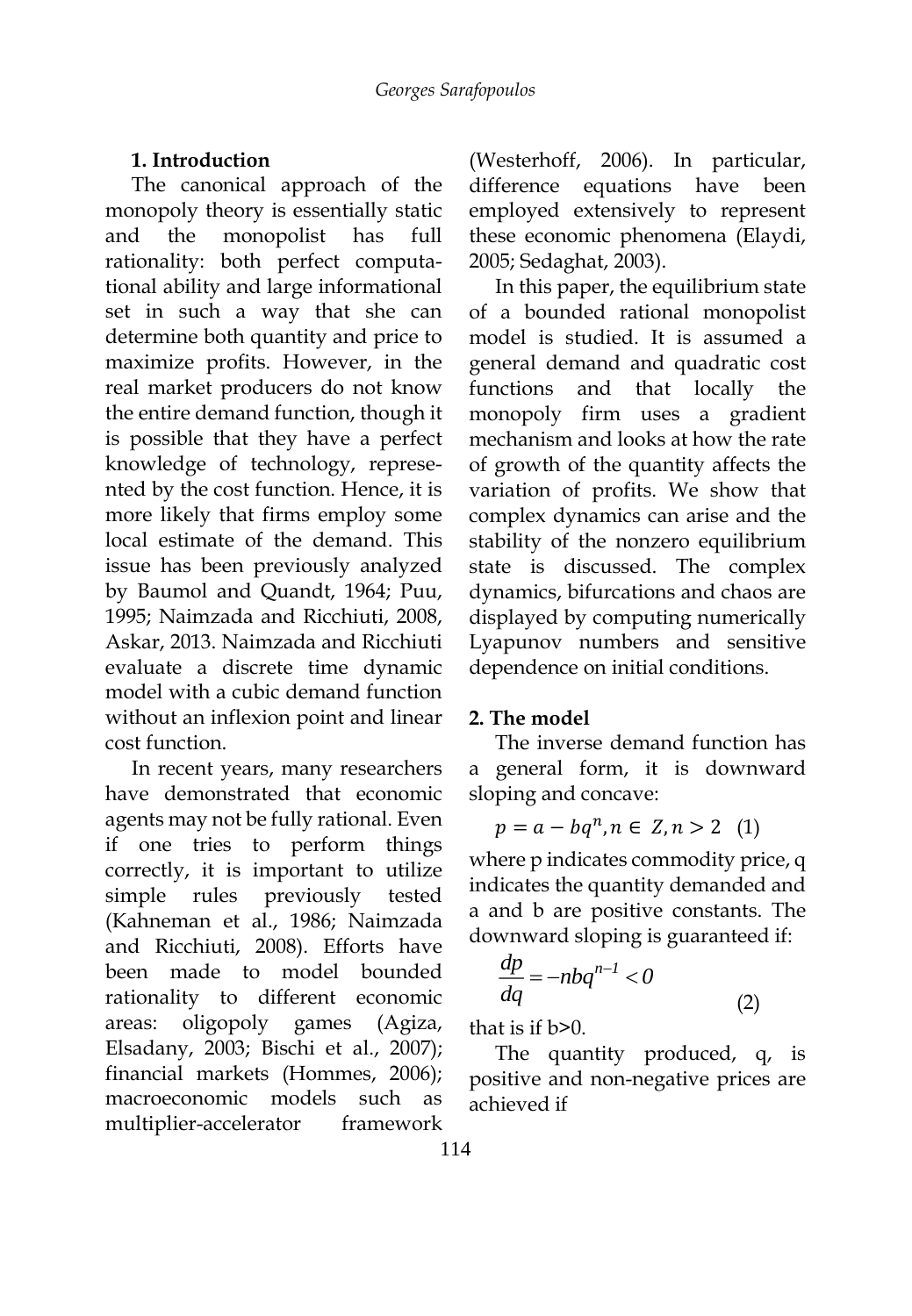## 1. Introduction

The canonical approach of the monopoly theory is essentially static and the monopolist has full rationality: both perfect computational ability and large informational set in such a way that she can determine both quantity and price to maximize profits. However, in the real market producers do not know the entire demand function, though it is possible that they have a perfect knowledge of technology, represented by the cost function. Hence, it is more likely that firms employ some local estimate of the demand. This issue has been previously analyzed by Baumol and Quandt, 1964; Puu, 1995; Naimzada and Ricchiuti, 2008, Askar, 2013. Naimzada and Ricchiuti evaluate a discrete time dynamic model with a cubic demand function without an inflexion point and linear cost function.

In recent years, many researchers have demonstrated that economic agents may not be fully rational. Even if one tries to perform things correctly, it is important to utilize simple rules previously tested (Kahneman et al., 1986; Naimzada and Ricchiuti, 2008). Efforts have been made to model bounded rationality to different economic areas: oligopoly games (Agiza, Elsadany, 2003; Bischi et al., 2007); financial markets (Hommes, 2006); macroeconomic models such as multiplier-accelerator framework (Westerhoff, 2006). In particular, difference equations have been employed extensively to represent these economic phenomena (Elaydi, 2005; Sedaghat, 2003).

In this paper, the equilibrium state of a bounded rational monopolist model is studied. It is assumed a general demand and quadratic cost functions and that locally the monopoly firm uses a gradient mechanism and looks at how the rate of growth of the quantity affects the variation of profits. We show that complex dynamics can arise and the stability of the nonzero equilibrium state is discussed. The complex dynamics, bifurcations and chaos are displayed by computing numerically Lyapunov numbers and sensitive dependence on initial conditions.

## 2. The model

The inverse demand function has a general form, it is downward sloping and concave:

$$p = a - bq^n, n \in Z, n > 2 \quad (1)$$

where p indicates commodity price, q indicates the quantity demanded and a and b are positive constants. The downward sloping is guaranteed if:

$$\frac{dp}{dq} = -nbq^{n-1} < 0 \quad (2)$$

that is if b>0.

The quantity produced, q, is positive and non-negative prices are achieved if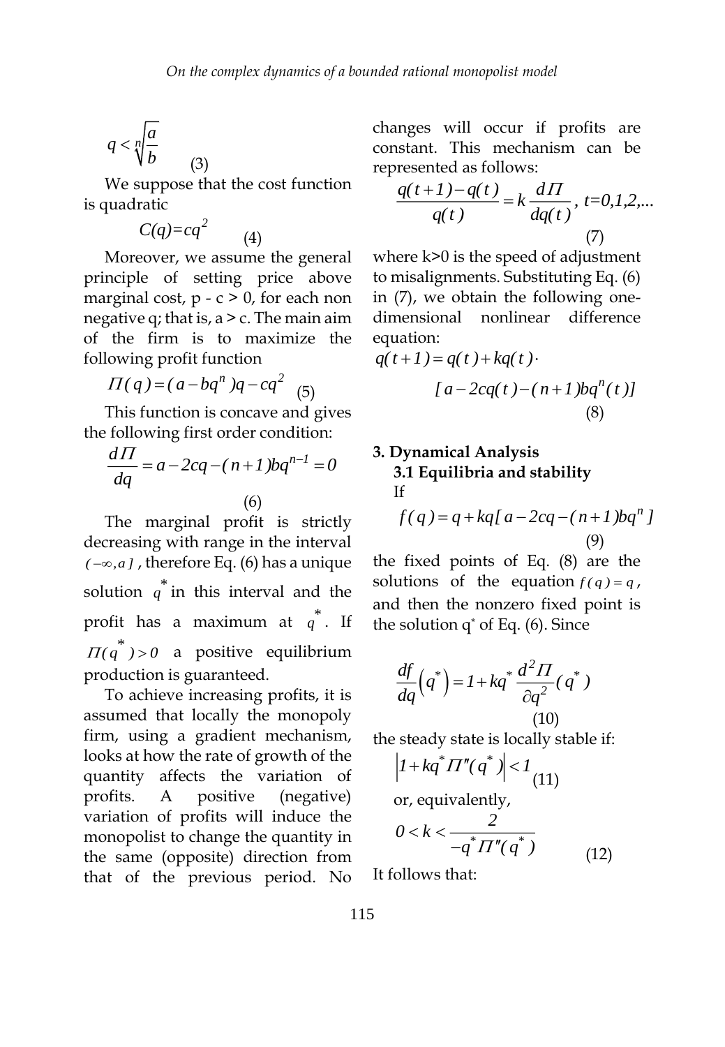$$q < \sqrt[n]{\frac{a}{b}} \tag{3}$$

We suppose that the cost function is quadratic

$$C(q)=cq^2 \tag{4}$$

Moreover, we assume the general principle of setting price above marginal cost, p - c > 0, for each non negative q; that is, a > c. The main aim of the firm is to maximize the following profit function

$$\Pi(q) = (a - bq^n)q - cq^2 \tag{5}$$

This function is concave and gives the following first order condition:

$$\frac{d\Pi}{dq} = a - 2cq - (n+1)bq^{n-1} = 0 \tag{6}$$

The marginal profit is strictly decreasing with range in the interval $(-\infty, a]$, therefore Eq. (6) has a unique solution $q^*$ in this interval and the profit has a maximum at $q^*$. If $\Pi(q^*) > 0$ a positive equilibrium production is guaranteed.

To achieve increasing profits, it is assumed that locally the monopoly firm, using a gradient mechanism, looks at how the rate of growth of the quantity affects the variation of profits. A positive (negative) variation of profits will induce the monopolist to change the quantity in the same (opposite) direction from that of the previous period. No changes will occur if profits are constant. This mechanism can be represented as follows:

$$\frac{q(t+1)-q(t)}{q(t)} = k\frac{d\Pi}{dq(t)},\ t=0,1,2,... \tag{7}$$

where k>0 is the speed of adjustment to misalignments. Substituting Eq. (6) in (7), we obtain the following one-dimensional nonlinear difference equation:

$$q(t+1) = q(t) + kq(t)\cdot [a - 2cq(t) - (n+1)bq^n(t)] \tag{8}$$

## 3. Dynamical Analysis

### 3.1 Equilibria and stability

If

$$f(q) = q + kq[a - 2cq - (n+1)bq^n] \tag{9}$$

the fixed points of Eq. (8) are the solutions of the equation $f(q) = q$, and then the nonzero fixed point is the solution $q^*$ of Eq. (6). Since

$$\frac{df}{dq}\left(q^*\right) = 1 + kq^*\frac{d^2\Pi}{\partial q^2}(q^*) \tag{10}$$

the steady state is locally stable if:

$$\left|1 + kq^*\Pi''(q^*)\right| < 1 \tag{11}$$

or, equivalently,

$$0 < k < \frac{2}{-q^*\Pi''(q^*)} \tag{12}$$

It follows that: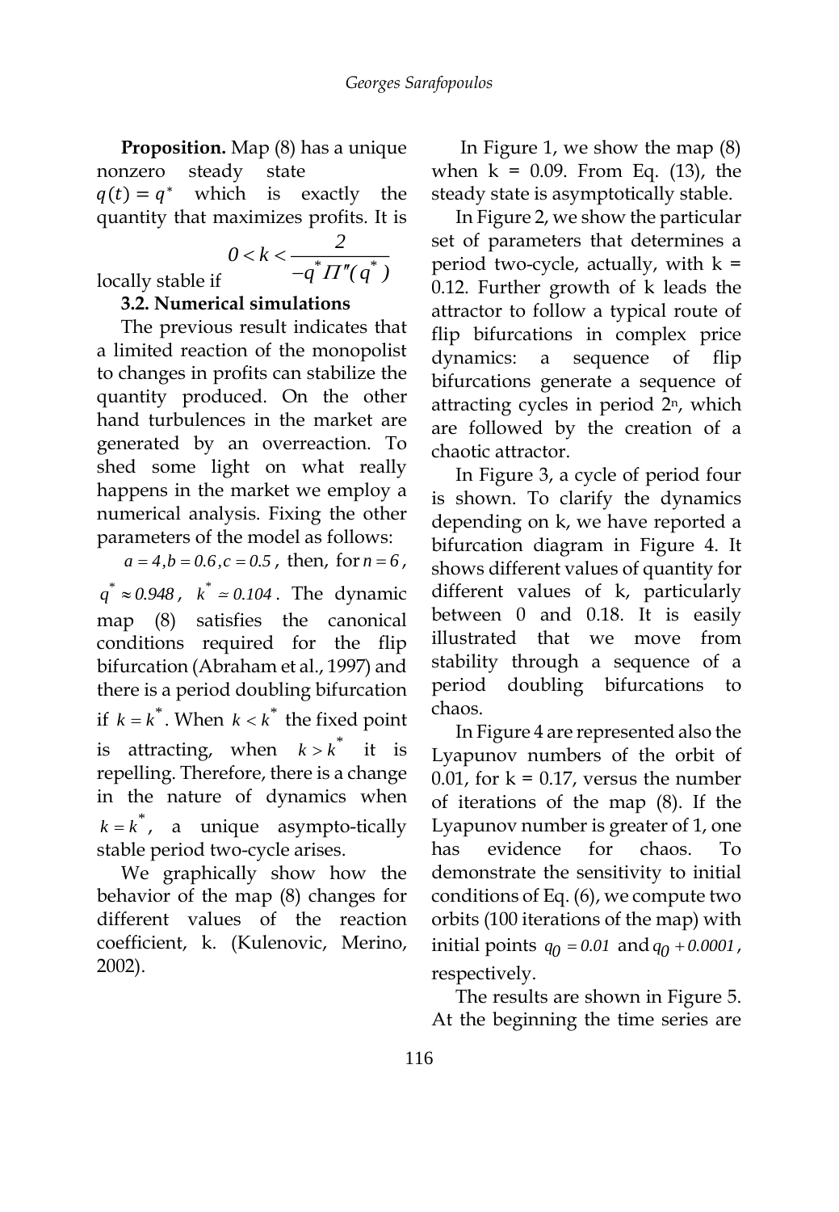**Proposition.** Map (8) has a unique nonzero steady state $q(t) = q^*$ which is exactly the quantity that maximizes profits. It is locally stable if

$$0 < k < \frac{2}{-q^* \Pi''(q^*)}$$

### 3.2. Numerical simulations

The previous result indicates that a limited reaction of the monopolist to changes in profits can stabilize the quantity produced. On the other hand turbulences in the market are generated by an overreaction. To shed some light on what really happens in the market we employ a numerical analysis. Fixing the other parameters of the model as follows:

$a = 4, b = 0.6, c = 0.5$, then, for $n = 6$, $q^* \approx 0.948$, $k^* \simeq 0.104$. The dynamic map (8) satisfies the canonical conditions required for the flip bifurcation (Abraham et al., 1997) and there is a period doubling bifurcation if $k = k^*$. When $k < k^*$ the fixed point is attracting, when $k > k^*$ it is repelling. Therefore, there is a change in the nature of dynamics when $k = k^*$, a unique asympto-tically stable period two-cycle arises.

We graphically show how the behavior of the map (8) changes for different values of the reaction coefficient, k. (Kulenovic, Merino, 2002).

In Figure 1, we show the map (8) when k = 0.09. From Eq. (13), the steady state is asymptotically stable.

In Figure 2, we show the particular set of parameters that determines a period two-cycle, actually, with k = 0.12. Further growth of k leads the attractor to follow a typical route of flip bifurcations in complex price dynamics: a sequence of flip bifurcations generate a sequence of attracting cycles in period $2^n$, which are followed by the creation of a chaotic attractor.

In Figure 3, a cycle of period four is shown. To clarify the dynamics depending on k, we have reported a bifurcation diagram in Figure 4. It shows different values of quantity for different values of k, particularly between 0 and 0.18. It is easily illustrated that we move from stability through a sequence of a period doubling bifurcations to chaos.

In Figure 4 are represented also the Lyapunov numbers of the orbit of 0.01, for k = 0.17, versus the number of iterations of the map (8). If the Lyapunov number is greater of 1, one has evidence for chaos. To demonstrate the sensitivity to initial conditions of Eq. (6), we compute two orbits (100 iterations of the map) with initial points $q_0 = 0.01$ and $q_0 + 0.0001$, respectively.

The results are shown in Figure 5. At the beginning the time series are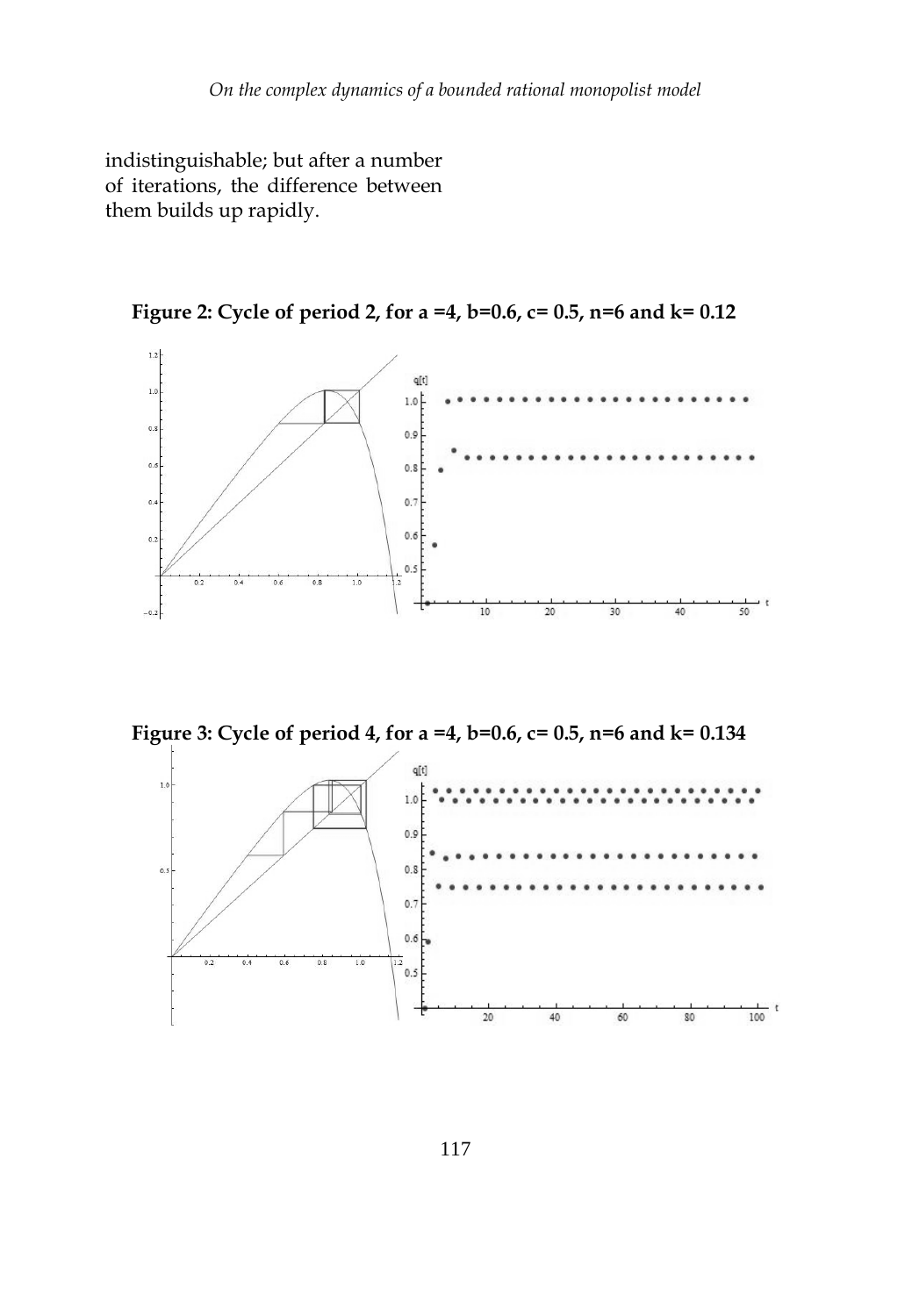indistinguishable; but after a number of iterations, the difference between them builds up rapidly.

**Figure 2: Cycle of period 2, for a =4, b=0.6, c= 0.5, n=6 and k= 0.12**

**Figure 3: Cycle of period 4, for a =4, b=0.6, c= 0.5, n=6 and k= 0.134**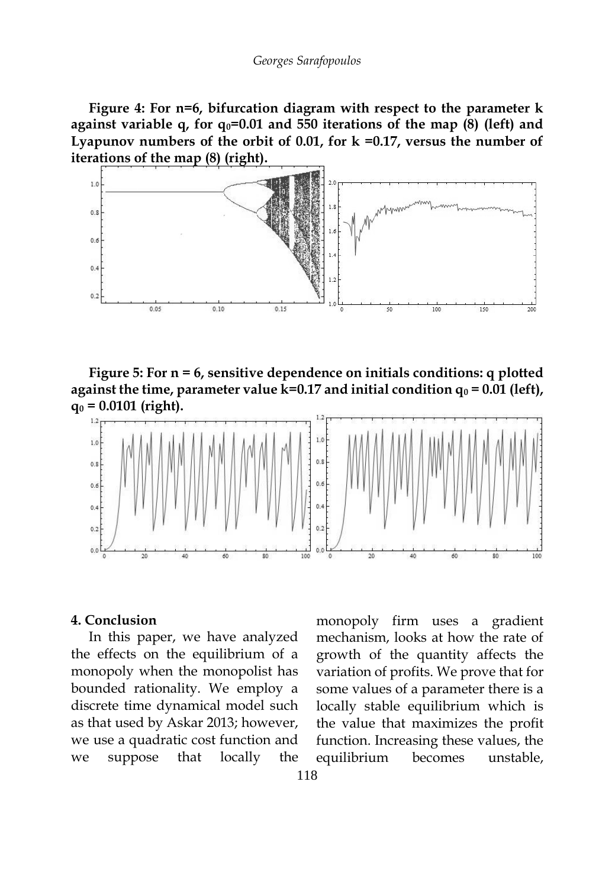**Figure 4: For n=6, bifurcation diagram with respect to the parameter k against variable q, for $q_0$=0.01 and 550 iterations of the map (8) (left) and Lyapunov numbers of the orbit of 0.01, for k =0.17, versus the number of iterations of the map (8) (right).**

**Figure 5: For n = 6, sensitive dependence on initials conditions: q plotted against the time, parameter value k=0.17 and initial condition $q_0$ = 0.01 (left), $q_0$ = 0.0101 (right).**

## 4. Conclusion

In this paper, we have analyzed the effects on the equilibrium of a monopoly when the monopolist has bounded rationality. We employ a discrete time dynamical model such as that used by Askar 2013; however, we use a quadratic cost function and we suppose that locally the monopoly firm uses a gradient mechanism, looks at how the rate of growth of the quantity affects the variation of profits. We prove that for some values of a parameter there is a locally stable equilibrium which is the value that maximizes the profit function. Increasing these values, the equilibrium becomes unstable,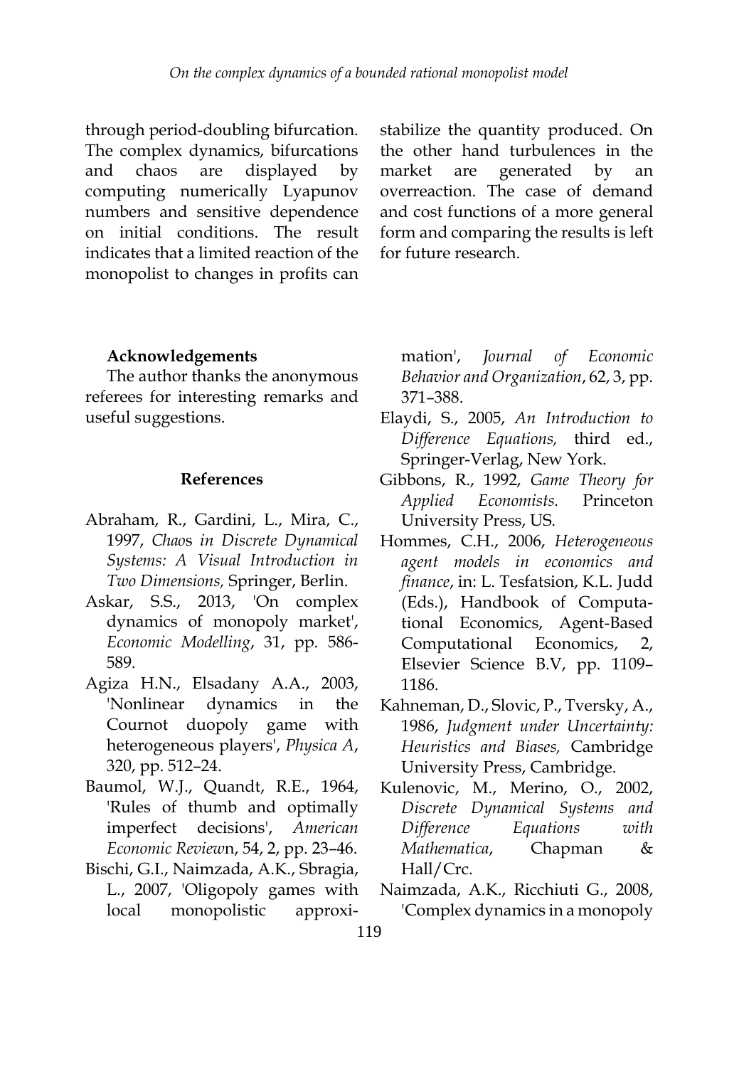through period-doubling bifurcation. The complex dynamics, bifurcations and chaos are displayed by computing numerically Lyapunov numbers and sensitive dependence on initial conditions. The result indicates that a limited reaction of the monopolist to changes in profits can stabilize the quantity produced. On the other hand turbulences in the market are generated by an overreaction. The case of demand and cost functions of a more general form and comparing the results is left for future research.

### Acknowledgements

The author thanks the anonymous referees for interesting remarks and useful suggestions.

### References

Abraham, R., Gardini, L., Mira, C., 1997, *Chaos in Discrete Dynamical Systems: A Visual Introduction in Two Dimensions,* Springer, Berlin.

Askar, S.S., 2013, 'On complex dynamics of monopoly market', *Economic Modelling*, 31, pp. 586-589.

Agiza H.N., Elsadany A.A., 2003, 'Nonlinear dynamics in the Cournot duopoly game with heterogeneous players', *Physica A*, 320, pp. 512–24.

Baumol, W.J., Quandt, R.E., 1964, 'Rules of thumb and optimally imperfect decisions', *American Economic Review*n, 54, 2, pp. 23–46.

Bischi, G.I., Naimzada, A.K., Sbragia, L., 2007, 'Oligopoly games with local monopolistic approximation', *Journal of Economic Behavior and Organization*, 62, 3, pp. 371–388.

Elaydi, S., 2005, *An Introduction to Difference Equations,* third ed., Springer-Verlag, New York.

Gibbons, R., 1992, *Game Theory for Applied Economists.* Princeton University Press, US.

Hommes, C.H., 2006, *Heterogeneous agent models in economics and finance*, in: L. Tesfatsion, K.L. Judd (Eds.), Handbook of Computational Economics, Agent-Based Computational Economics, 2, Elsevier Science B.V, pp. 1109–1186.

Kahneman, D., Slovic, P., Tversky, A., 1986, *Judgment under Uncertainty: Heuristics and Biases,* Cambridge University Press, Cambridge.

Kulenovic, M., Merino, O., 2002, *Discrete Dynamical Systems and Difference Equations with Mathematica*, Chapman & Hall/Crc.

Naimzada, A.K., Ricchiuti G., 2008, 'Complex dynamics in a monopoly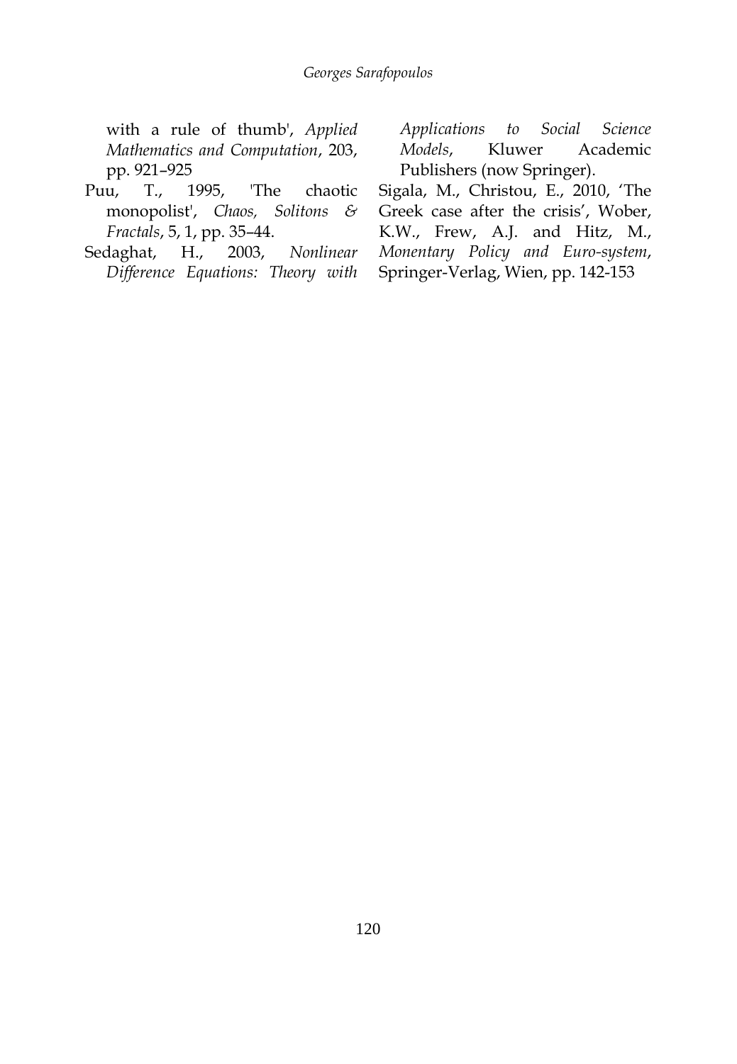with a rule of thumb', *Applied Mathematics and Computation*, 203, pp. 921–925

Puu, T., 1995, 'The chaotic monopolist', *Chaos, Solitons & Fractals*, 5, 1, pp. 35–44.

Sedaghat, H., 2003, *Nonlinear Difference Equations: Theory with Applications to Social Science Models*, Kluwer Academic Publishers (now Springer).

Sigala, M., Christou, E., 2010, 'The Greek case after the crisis', Wober, K.W., Frew, A.J. and Hitz, M., *Monentary Policy and Euro-system*, Springer-Verlag, Wien, pp. 142-153